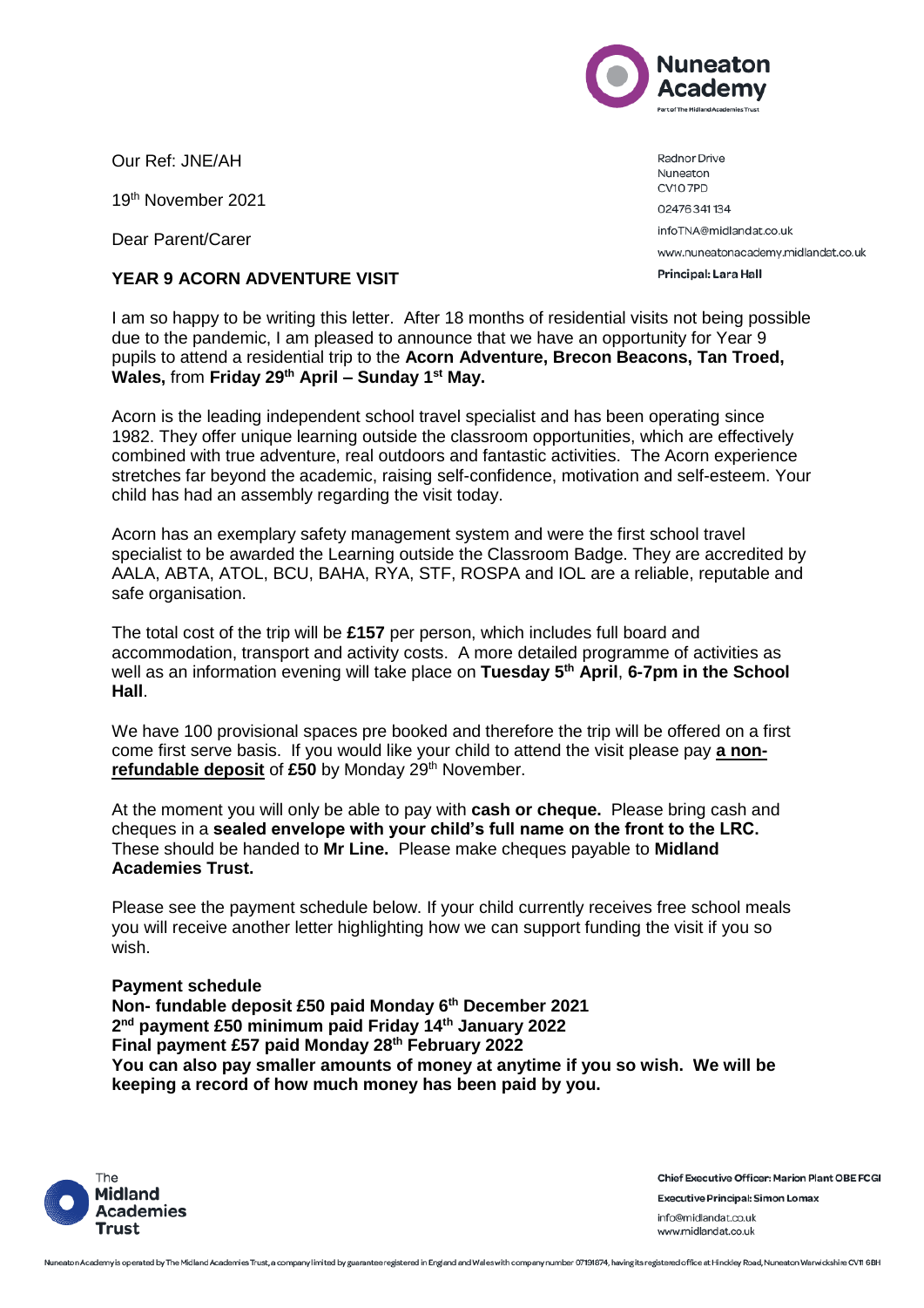Our Ref: JNE/AH

19th November 2021

Dear Parent/Carer

Radnor Drive
Nuneaton
CV10 7PD
02476 341 134
infoTNA@midlandat.co.uk
www.nuneatonacademy.midlandat.co.uk
**Principal: Lara Hall**

**YEAR 9 ACORN ADVENTURE VISIT**

I am so happy to be writing this letter. After 18 months of residential visits not being possible due to the pandemic, I am pleased to announce that we have an opportunity for Year 9 pupils to attend a residential trip to the **Acorn Adventure, Brecon Beacons, Tan Troed, Wales,** from **Friday 29th April – Sunday 1st May.**

Acorn is the leading independent school travel specialist and has been operating since 1982. They offer unique learning outside the classroom opportunities, which are effectively combined with true adventure, real outdoors and fantastic activities. The Acorn experience stretches far beyond the academic, raising self-confidence, motivation and self-esteem. Your child has had an assembly regarding the visit today.

Acorn has an exemplary safety management system and were the first school travel specialist to be awarded the Learning outside the Classroom Badge. They are accredited by AALA, ABTA, ATOL, BCU, BAHA, RYA, STF, ROSPA and IOL are a reliable, reputable and safe organisation.

The total cost of the trip will be **£157** per person, which includes full board and accommodation, transport and activity costs. A more detailed programme of activities as well as an information evening will take place on **Tuesday 5th April**, **6-7pm in the School Hall**.

We have 100 provisional spaces pre booked and therefore the trip will be offered on a first come first serve basis. If you would like your child to attend the visit please pay **a non-refundable deposit** of **£50** by Monday 29th November.

At the moment you will only be able to pay with **cash or cheque.** Please bring cash and cheques in a **sealed envelope with your child's full name on the front to the LRC.** These should be handed to **Mr Line.** Please make cheques payable to **Midland Academies Trust.**

Please see the payment schedule below. If your child currently receives free school meals you will receive another letter highlighting how we can support funding the visit if you so wish.

**Payment schedule**
**Non- fundable deposit £50 paid Monday 6th December 2021**
**2nd payment £50 minimum paid Friday 14th January 2022**
**Final payment £57 paid Monday 28th February 2022**
**You can also pay smaller amounts of money at anytime if you so wish. We will be keeping a record of how much money has been paid by you.**

**Chief Executive Officer: Marion Plant OBE FCGI**
**Executive Principal: Simon Lomax**
info@midlandat.co.uk
www.midlandat.co.uk

Nuneaton Academy is operated by The Midland Academies Trust, a company limited by guarantee registered in England and Wales with company number 07191674, having its registered office at Hinckley Road, Nuneaton Warwickshire CV11 6BH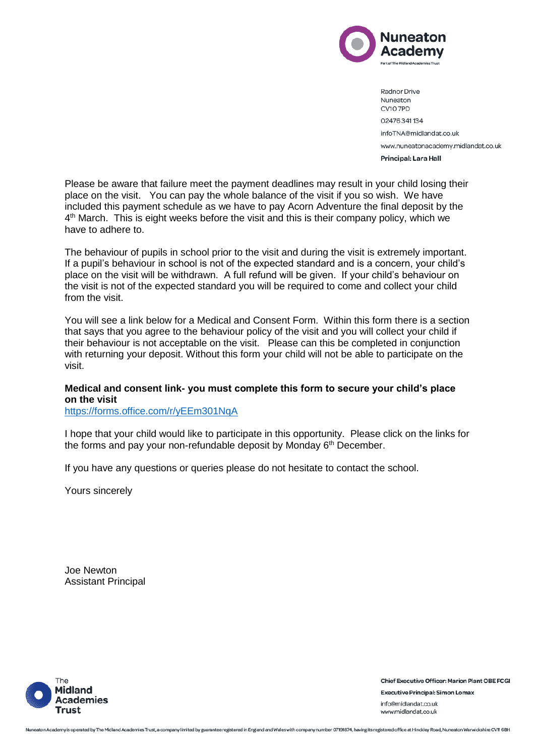Radnor Drive
Nuneaton
CV10 7PD
02476 341 134
infoTNA@midlandat.co.uk
www.nuneatonacademy.midlandat.co.uk
**Principal: Lara Hall**

Please be aware that failure meet the payment deadlines may result in your child losing their place on the visit. You can pay the whole balance of the visit if you so wish. We have included this payment schedule as we have to pay Acorn Adventure the final deposit by the 4th March. This is eight weeks before the visit and this is their company policy, which we have to adhere to.

The behaviour of pupils in school prior to the visit and during the visit is extremely important. If a pupil's behaviour in school is not of the expected standard and is a concern, your child's place on the visit will be withdrawn. A full refund will be given. If your child's behaviour on the visit is not of the expected standard you will be required to come and collect your child from the visit.

You will see a link below for a Medical and Consent Form. Within this form there is a section that says that you agree to the behaviour policy of the visit and you will collect your child if their behaviour is not acceptable on the visit. Please can this be completed in conjunction with returning your deposit. Without this form your child will not be able to participate on the visit.

**Medical and consent link- you must complete this form to secure your child's place on the visit**
https://forms.office.com/r/yEEm301NqA

I hope that your child would like to participate in this opportunity. Please click on the links for the forms and pay your non-refundable deposit by Monday 6th December.

If you have any questions or queries please do not hesitate to contact the school.

Yours sincerely

Joe Newton
Assistant Principal

**Chief Executive Officer: Marion Plant OBE FCGI**
**Executive Principal: Simon Lomax**
info@midlandat.co.uk
www.midlandat.co.uk

Nuneaton Academy is operated by The Midland Academies Trust, a company limited by guarantee registered in England and Wales with company number 07191674, having its registered office at Hinckley Road, Nuneaton Warwickshire CV11 6BH